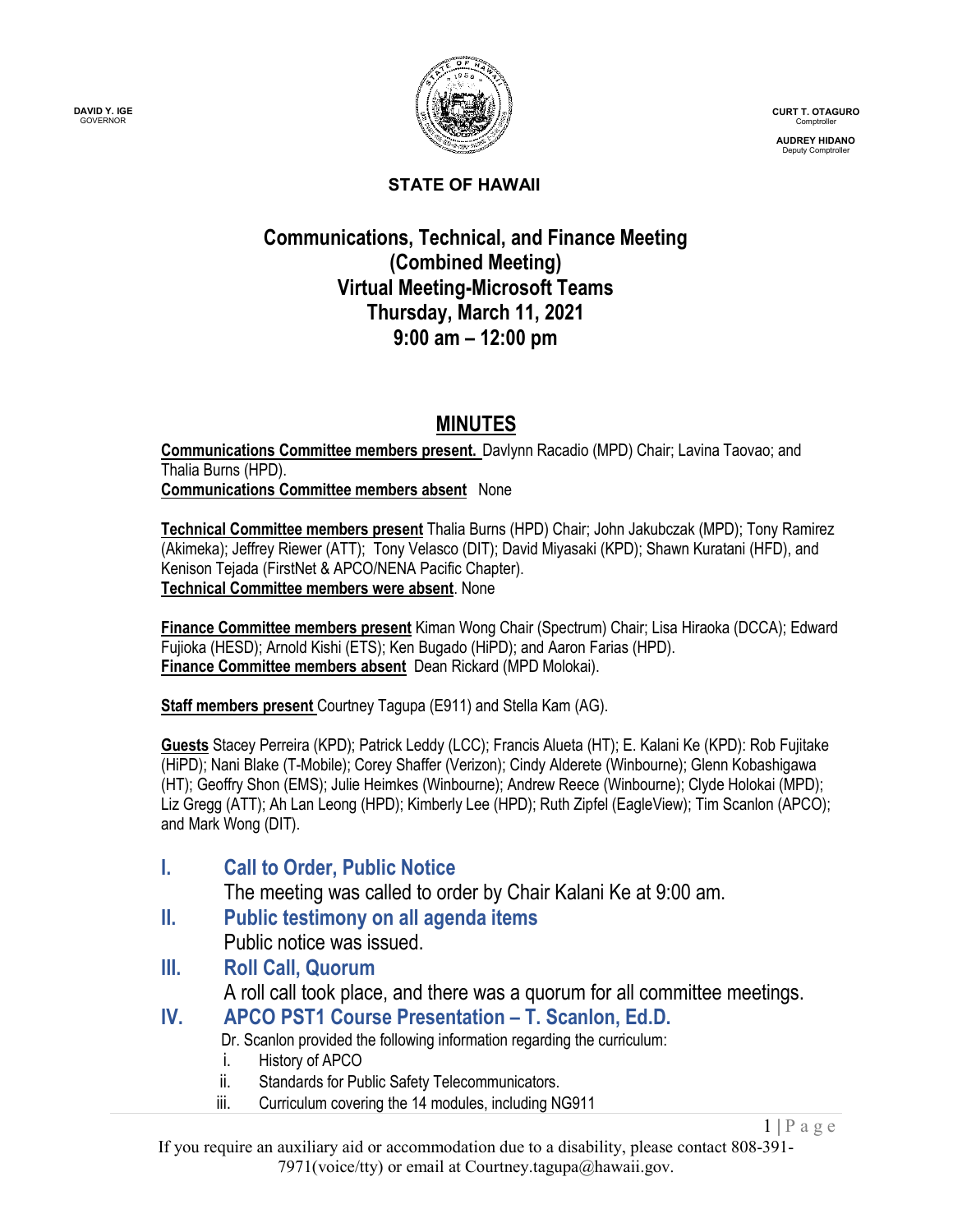DAVID Y. IGE
GOVERNOR

CURT T. OTAGURO
Comptroller

AUDREY HIDANO
Deputy Comptroller

**STATE OF HAWAII**

# Communications, Technical, and Finance Meeting (Combined Meeting) Virtual Meeting-Microsoft Teams Thursday, March 11, 2021 9:00 am – 12:00 pm

## MINUTES

**Communications Committee members present.** Davlynn Racadio (MPD) Chair; Lavina Taovao; and Thalia Burns (HPD).
**Communications Committee members absent** None

**Technical Committee members present** Thalia Burns (HPD) Chair; John Jakubczak (MPD); Tony Ramirez (Akimeka); Jeffrey Riewer (ATT); Tony Velasco (DIT); David Miyasaki (KPD); Shawn Kuratani (HFD), and Kenison Tejada (FirstNet & APCO/NENA Pacific Chapter).
**Technical Committee members were absent**. None

**Finance Committee members present** Kiman Wong Chair (Spectrum) Chair; Lisa Hiraoka (DCCA); Edward Fujioka (HESD); Arnold Kishi (ETS); Ken Bugado (HiPD); and Aaron Farias (HPD).
**Finance Committee members absent** Dean Rickard (MPD Molokai).

**Staff members present** Courtney Tagupa (E911) and Stella Kam (AG).

**Guests** Stacey Perreira (KPD); Patrick Leddy (LCC); Francis Alueta (HT); E. Kalani Ke (KPD): Rob Fujitake (HiPD); Nani Blake (T-Mobile); Corey Shaffer (Verizon); Cindy Alderete (Winbourne); Glenn Kobashigawa (HT); Geoffry Shon (EMS); Julie Heimkes (Winbourne); Andrew Reece (Winbourne); Clyde Holokai (MPD); Liz Gregg (ATT); Ah Lan Leong (HPD); Kimberly Lee (HPD); Ruth Zipfel (EagleView); Tim Scanlon (APCO); and Mark Wong (DIT).

## I. Call to Order, Public Notice

The meeting was called to order by Chair Kalani Ke at 9:00 am.

## II. Public testimony on all agenda items

Public notice was issued.

## III. Roll Call, Quorum

A roll call took place, and there was a quorum for all committee meetings.

## IV. APCO PST1 Course Presentation – T. Scanlon, Ed.D.

Dr. Scanlon provided the following information regarding the curriculum:

i. History of APCO
ii. Standards for Public Safety Telecommunicators.
iii. Curriculum covering the 14 modules, including NG911

If you require an auxiliary aid or accommodation due to a disability, please contact 808-391-7971(voice/tty) or email at Courtney.tagupa@hawaii.gov.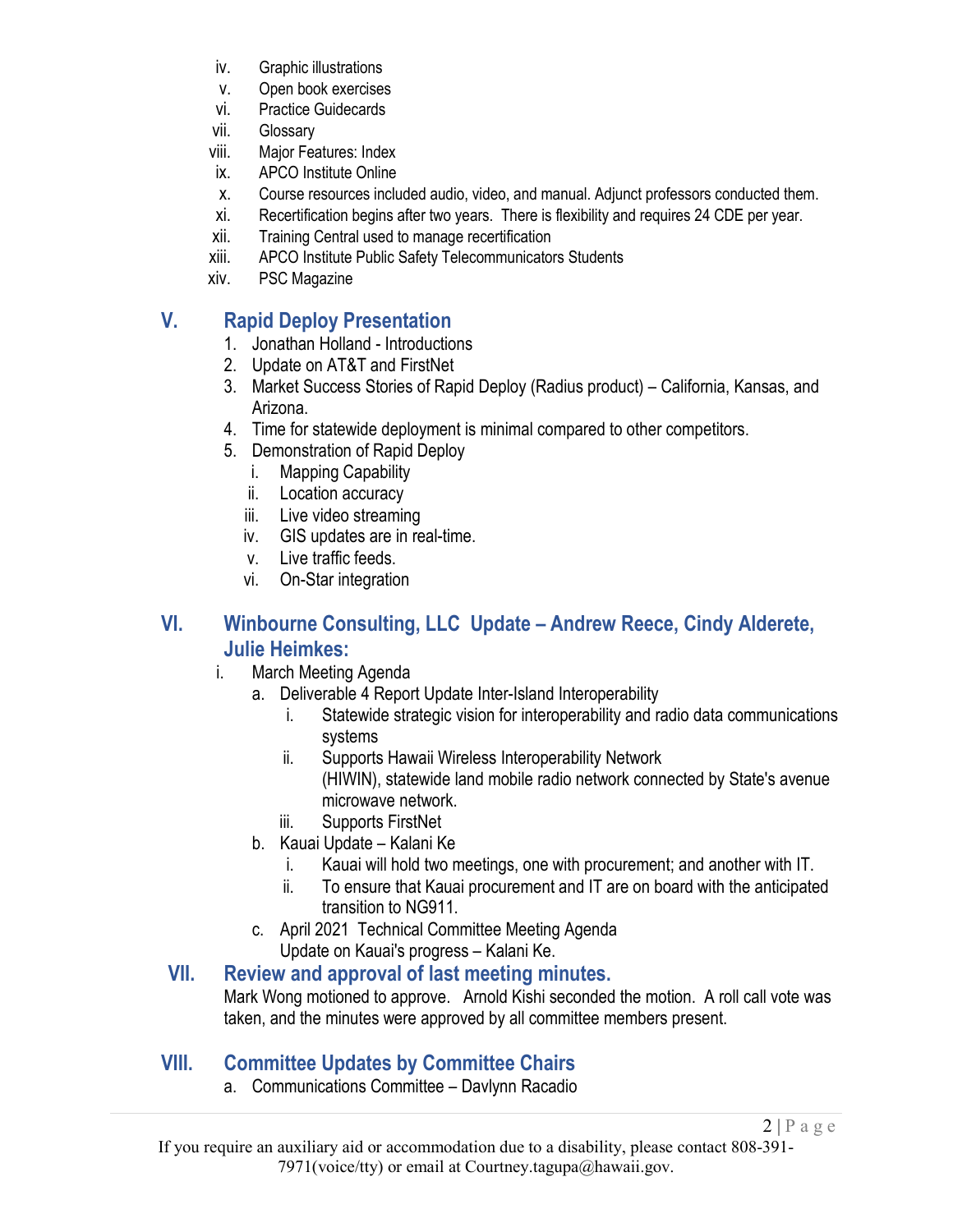iv. Graphic illustrations
v. Open book exercises
vi. Practice Guidecards
vii. Glossary
viii. Major Features: Index
ix. APCO Institute Online
x. Course resources included audio, video, and manual. Adjunct professors conducted them.
xi. Recertification begins after two years. There is flexibility and requires 24 CDE per year.
xii. Training Central used to manage recertification
xiii. APCO Institute Public Safety Telecommunicators Students
xiv. PSC Magazine

## V. Rapid Deploy Presentation

1. Jonathan Holland - Introductions
2. Update on AT&T and FirstNet
3. Market Success Stories of Rapid Deploy (Radius product) – California, Kansas, and Arizona.
4. Time for statewide deployment is minimal compared to other competitors.
5. Demonstration of Rapid Deploy
   i. Mapping Capability
   ii. Location accuracy
   iii. Live video streaming
   iv. GIS updates are in real-time.
   v. Live traffic feeds.
   vi. On-Star integration

## VI. Winbourne Consulting, LLC Update – Andrew Reece, Cindy Alderete, Julie Heimkes:

i. March Meeting Agenda
   a. Deliverable 4 Report Update Inter-Island Interoperability
      i. Statewide strategic vision for interoperability and radio data communications systems
      ii. Supports Hawaii Wireless Interoperability Network (HIWIN), statewide land mobile radio network connected by State's avenue microwave network.
      iii. Supports FirstNet
   b. Kauai Update – Kalani Ke
      i. Kauai will hold two meetings, one with procurement; and another with IT.
      ii. To ensure that Kauai procurement and IT are on board with the anticipated transition to NG911.
   c. April 2021 Technical Committee Meeting Agenda
      Update on Kauai's progress – Kalani Ke.

## VII. Review and approval of last meeting minutes.

Mark Wong motioned to approve. Arnold Kishi seconded the motion. A roll call vote was taken, and the minutes were approved by all committee members present.

## VIII. Committee Updates by Committee Chairs

a. Communications Committee – Davlynn Racadio

If you require an auxiliary aid or accommodation due to a disability, please contact 808-391-7971(voice/tty) or email at Courtney.tagupa@hawaii.gov.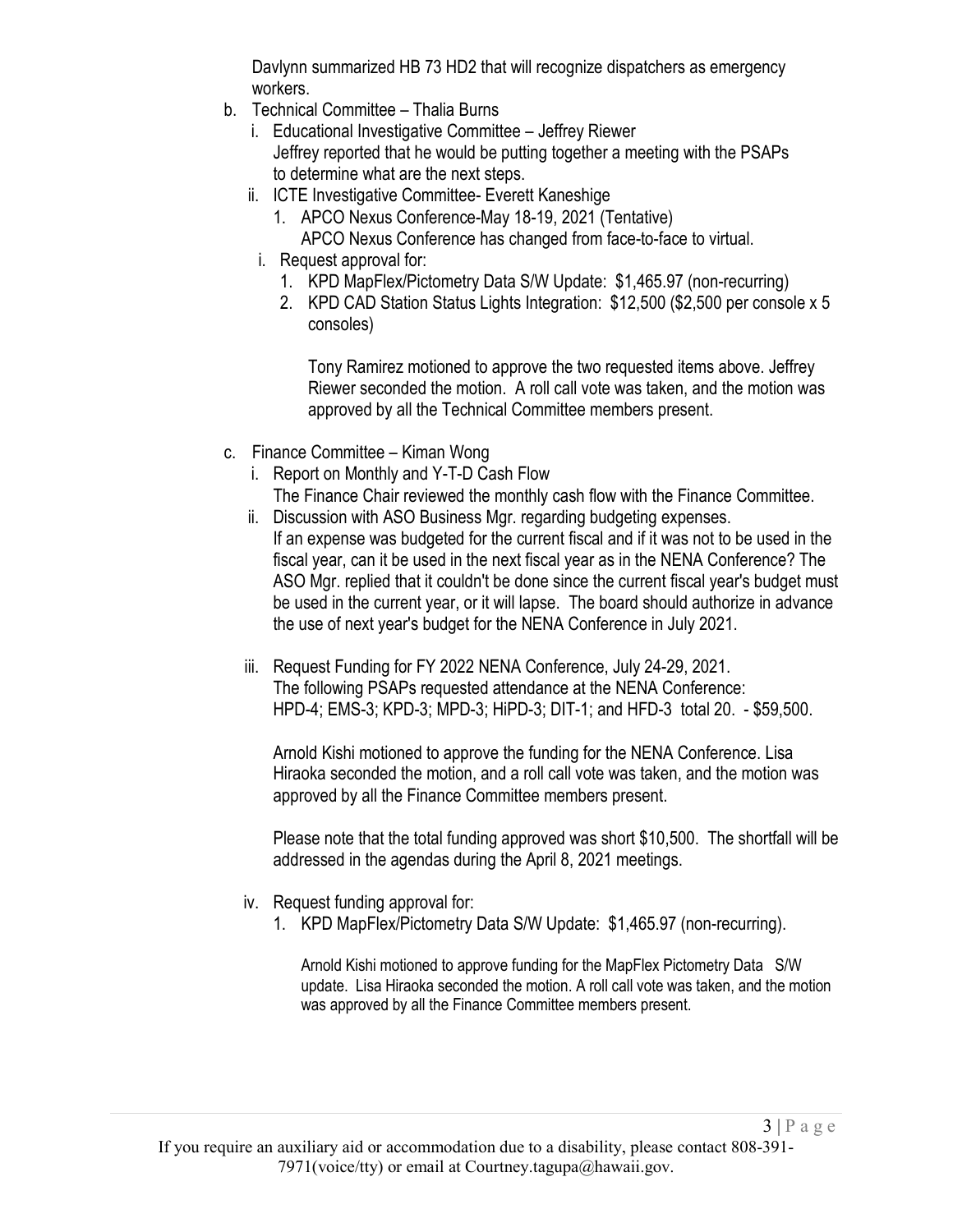Davlynn summarized HB 73 HD2 that will recognize dispatchers as emergency workers.

b. Technical Committee – Thalia Burns
   i. Educational Investigative Committee – Jeffrey Riewer
      Jeffrey reported that he would be putting together a meeting with the PSAPs to determine what are the next steps.
   ii. ICTE Investigative Committee- Everett Kaneshige
      1. APCO Nexus Conference-May 18-19, 2021 (Tentative)
         APCO Nexus Conference has changed from face-to-face to virtual.
   i. Request approval for:
      1. KPD MapFlex/Pictometry Data S/W Update: $1,465.97 (non-recurring)
      2. KPD CAD Station Status Lights Integration: $12,500 ($2,500 per console x 5 consoles)

      Tony Ramirez motioned to approve the two requested items above. Jeffrey Riewer seconded the motion. A roll call vote was taken, and the motion was approved by all the Technical Committee members present.

c. Finance Committee – Kiman Wong
   i. Report on Monthly and Y-T-D Cash Flow
      The Finance Chair reviewed the monthly cash flow with the Finance Committee.
   ii. Discussion with ASO Business Mgr. regarding budgeting expenses.
      If an expense was budgeted for the current fiscal and if it was not to be used in the fiscal year, can it be used in the next fiscal year as in the NENA Conference? The ASO Mgr. replied that it couldn't be done since the current fiscal year's budget must be used in the current year, or it will lapse. The board should authorize in advance the use of next year's budget for the NENA Conference in July 2021.
   iii. Request Funding for FY 2022 NENA Conference, July 24-29, 2021.
      The following PSAPs requested attendance at the NENA Conference:
      HPD-4; EMS-3; KPD-3; MPD-3; HiPD-3; DIT-1; and HFD-3 total 20. - $59,500.

      Arnold Kishi motioned to approve the funding for the NENA Conference. Lisa Hiraoka seconded the motion, and a roll call vote was taken, and the motion was approved by all the Finance Committee members present.

      Please note that the total funding approved was short $10,500. The shortfall will be addressed in the agendas during the April 8, 2021 meetings.
   iv. Request funding approval for:
      1. KPD MapFlex/Pictometry Data S/W Update: $1,465.97 (non-recurring).

      Arnold Kishi motioned to approve funding for the MapFlex Pictometry Data S/W update. Lisa Hiraoka seconded the motion. A roll call vote was taken, and the motion was approved by all the Finance Committee members present.

If you require an auxiliary aid or accommodation due to a disability, please contact 808-391-7971(voice/tty) or email at Courtney.tagupa@hawaii.gov.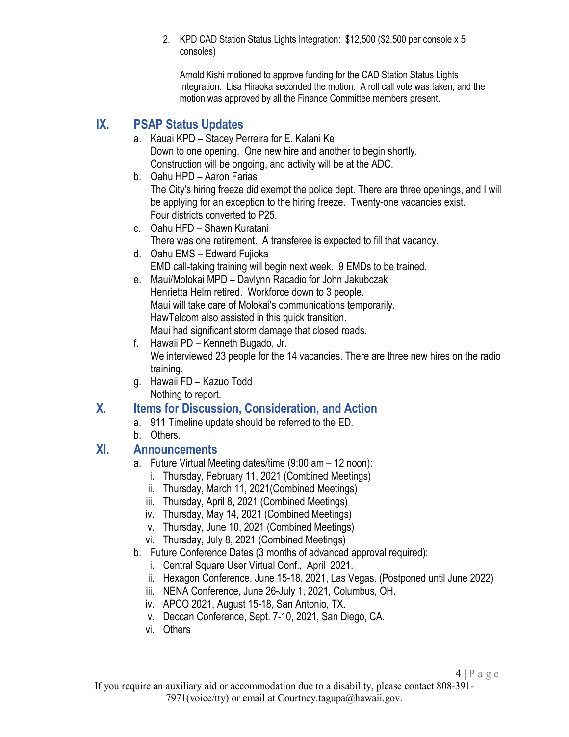2. KPD CAD Station Status Lights Integration: $12,500 ($2,500 per console x 5 consoles)

   Arnold Kishi motioned to approve funding for the CAD Station Status Lights Integration. Lisa Hiraoka seconded the motion. A roll call vote was taken, and the motion was approved by all the Finance Committee members present.

## IX. PSAP Status Updates

a. Kauai KPD – Stacey Perreira for E. Kalani Ke
   Down to one opening. One new hire and another to begin shortly.
   Construction will be ongoing, and activity will be at the ADC.
b. Oahu HPD – Aaron Farias
   The City's hiring freeze did exempt the police dept. There are three openings, and I will be applying for an exception to the hiring freeze. Twenty-one vacancies exist.
   Four districts converted to P25.
c. Oahu HFD – Shawn Kuratani
   There was one retirement. A transferee is expected to fill that vacancy.
d. Oahu EMS – Edward Fujioka
   EMD call-taking training will begin next week. 9 EMDs to be trained.
e. Maui/Molokai MPD – Davlynn Racadio for John Jakubczak
   Henrietta Helm retired. Workforce down to 3 people.
   Maui will take care of Molokai's communications temporarily.
   HawTelcom also assisted in this quick transition.
   Maui had significant storm damage that closed roads.
f. Hawaii PD – Kenneth Bugado, Jr.
   We interviewed 23 people for the 14 vacancies. There are three new hires on the radio training.
g. Hawaii FD – Kazuo Todd
   Nothing to report.

## X. Items for Discussion, Consideration, and Action

a. 911 Timeline update should be referred to the ED.
b. Others.

## XI. Announcements

a. Future Virtual Meeting dates/time (9:00 am – 12 noon):
   i. Thursday, February 11, 2021 (Combined Meetings)
   ii. Thursday, March 11, 2021(Combined Meetings)
   iii. Thursday, April 8, 2021 (Combined Meetings)
   iv. Thursday, May 14, 2021 (Combined Meetings)
   v. Thursday, June 10, 2021 (Combined Meetings)
   vi. Thursday, July 8, 2021 (Combined Meetings)
b. Future Conference Dates (3 months of advanced approval required):
   i. Central Square User Virtual Conf., April 2021.
   ii. Hexagon Conference, June 15-18, 2021, Las Vegas. (Postponed until June 2022)
   iii. NENA Conference, June 26-July 1, 2021, Columbus, OH.
   iv. APCO 2021, August 15-18, San Antonio, TX.
   v. Deccan Conference, Sept. 7-10, 2021, San Diego, CA.
   vi. Others

If you require an auxiliary aid or accommodation due to a disability, please contact 808-391-7971(voice/tty) or email at Courtney.tagupa@hawaii.gov.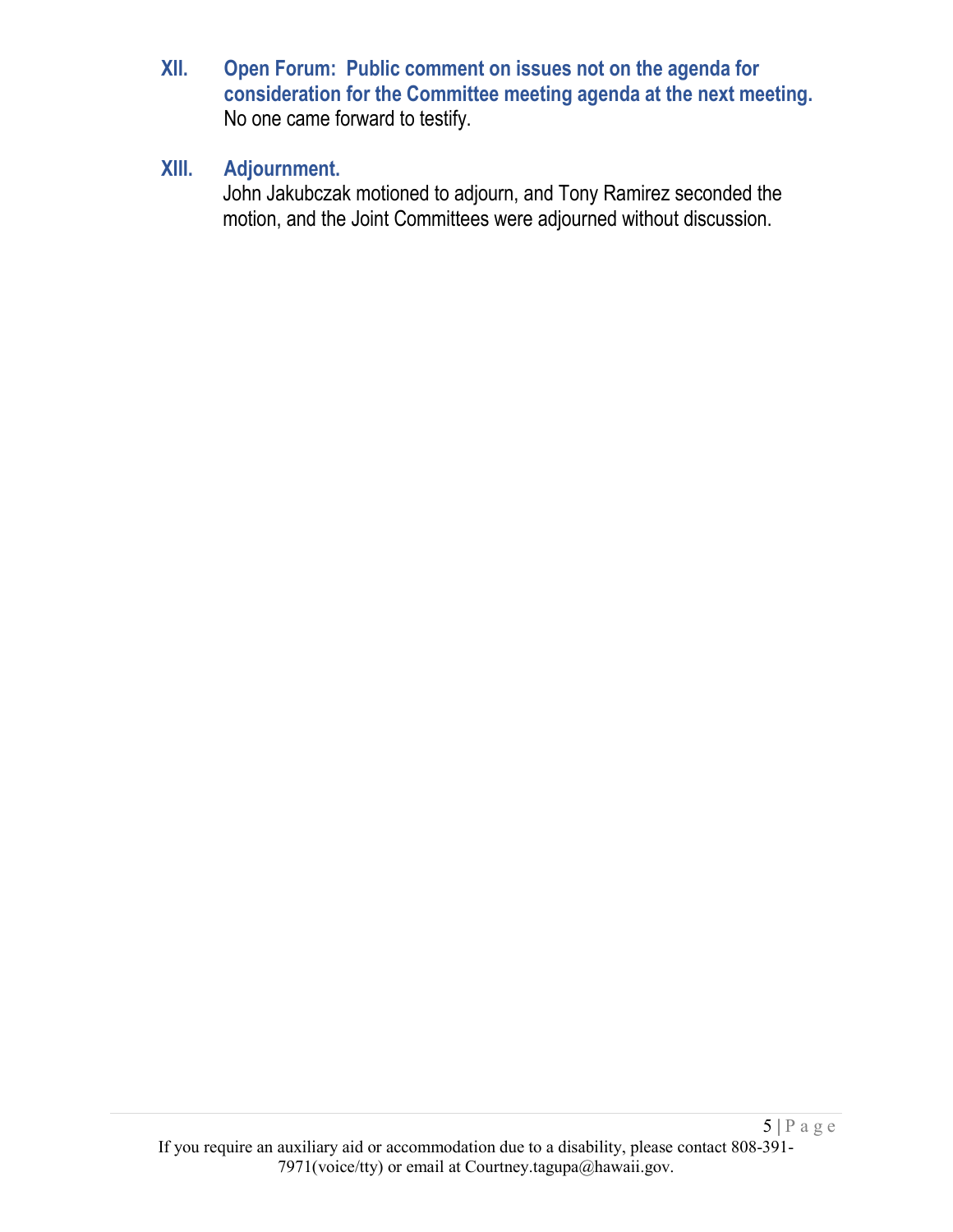## XII. Open Forum: Public comment on issues not on the agenda for consideration for the Committee meeting agenda at the next meeting.

No one came forward to testify.

## XIII. Adjournment.

John Jakubczak motioned to adjourn, and Tony Ramirez seconded the motion, and the Joint Committees were adjourned without discussion.

If you require an auxiliary aid or accommodation due to a disability, please contact 808-391-7971(voice/tty) or email at Courtney.tagupa@hawaii.gov.